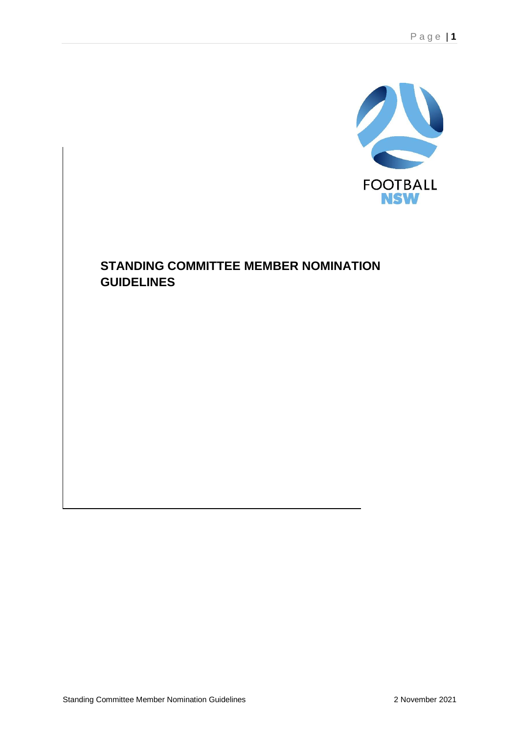FOOTBALL
NSW

# STANDING COMMITTEE MEMBER NOMINATION GUIDELINES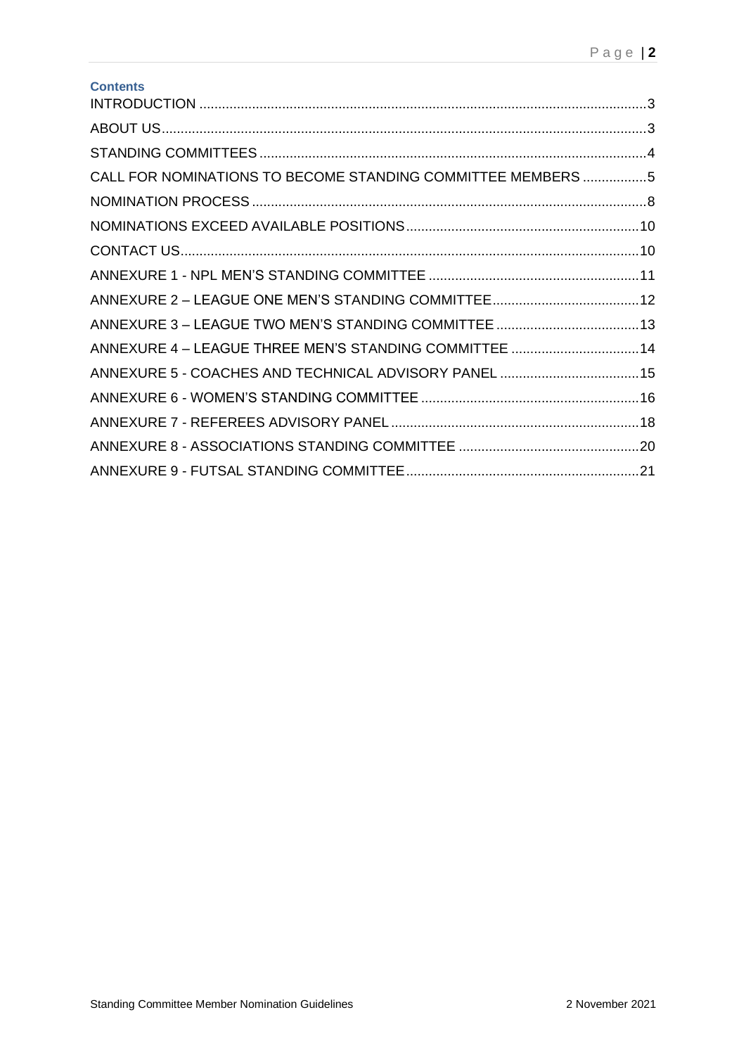**Contents**

INTRODUCTION ...................................................................................................................3
ABOUT US............................................................................................................................3
STANDING COMMITTEES ...................................................................................................4
CALL FOR NOMINATIONS TO BECOME STANDING COMMITTEE MEMBERS .................5
NOMINATION PROCESS ......................................................................................................8
NOMINATIONS EXCEED AVAILABLE POSITIONS ...........................................................10
CONTACT US.......................................................................................................................10
ANNEXURE 1 - NPL MEN'S STANDING COMMITTEE ......................................................11
ANNEXURE 2 – LEAGUE ONE MEN'S STANDING COMMITTEE.....................................12
ANNEXURE 3 – LEAGUE TWO MEN'S STANDING COMMITTEE ....................................13
ANNEXURE 4 – LEAGUE THREE MEN'S STANDING COMMITTEE ................................14
ANNEXURE 5 - COACHES AND TECHNICAL ADVISORY PANEL ...................................15
ANNEXURE 6 - WOMEN'S STANDING COMMITTEE ........................................................16
ANNEXURE 7 - REFEREES ADVISORY PANEL ................................................................18
ANNEXURE 8 - ASSOCIATIONS STANDING COMMITTEE ...............................................20
ANNEXURE 9 - FUTSAL STANDING COMMITTEE............................................................21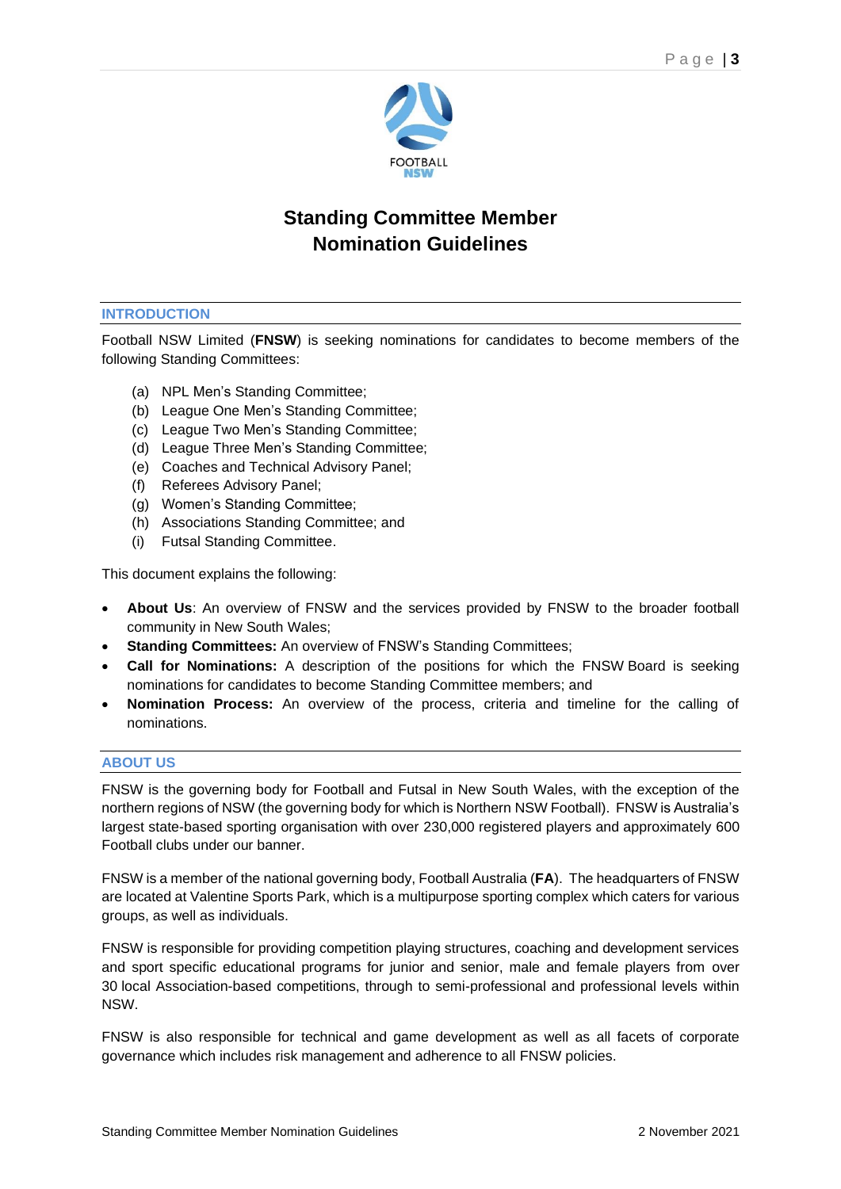# Standing Committee Member Nomination Guidelines

## INTRODUCTION

Football NSW Limited (**FNSW**) is seeking nominations for candidates to become members of the following Standing Committees:

(a) NPL Men's Standing Committee;
(b) League One Men's Standing Committee;
(c) League Two Men's Standing Committee;
(d) League Three Men's Standing Committee;
(e) Coaches and Technical Advisory Panel;
(f) Referees Advisory Panel;
(g) Women's Standing Committee;
(h) Associations Standing Committee; and
(i) Futsal Standing Committee.

This document explains the following:

- **About Us**: An overview of FNSW and the services provided by FNSW to the broader football community in New South Wales;
- **Standing Committees:** An overview of FNSW's Standing Committees;
- **Call for Nominations:** A description of the positions for which the FNSW Board is seeking nominations for candidates to become Standing Committee members; and
- **Nomination Process:** An overview of the process, criteria and timeline for the calling of nominations.

## ABOUT US

FNSW is the governing body for Football and Futsal in New South Wales, with the exception of the northern regions of NSW (the governing body for which is Northern NSW Football). FNSW is Australia's largest state-based sporting organisation with over 230,000 registered players and approximately 600 Football clubs under our banner.

FNSW is a member of the national governing body, Football Australia (**FA**). The headquarters of FNSW are located at Valentine Sports Park, which is a multipurpose sporting complex which caters for various groups, as well as individuals.

FNSW is responsible for providing competition playing structures, coaching and development services and sport specific educational programs for junior and senior, male and female players from over 30 local Association-based competitions, through to semi-professional and professional levels within NSW.

FNSW is also responsible for technical and game development as well as all facets of corporate governance which includes risk management and adherence to all FNSW policies.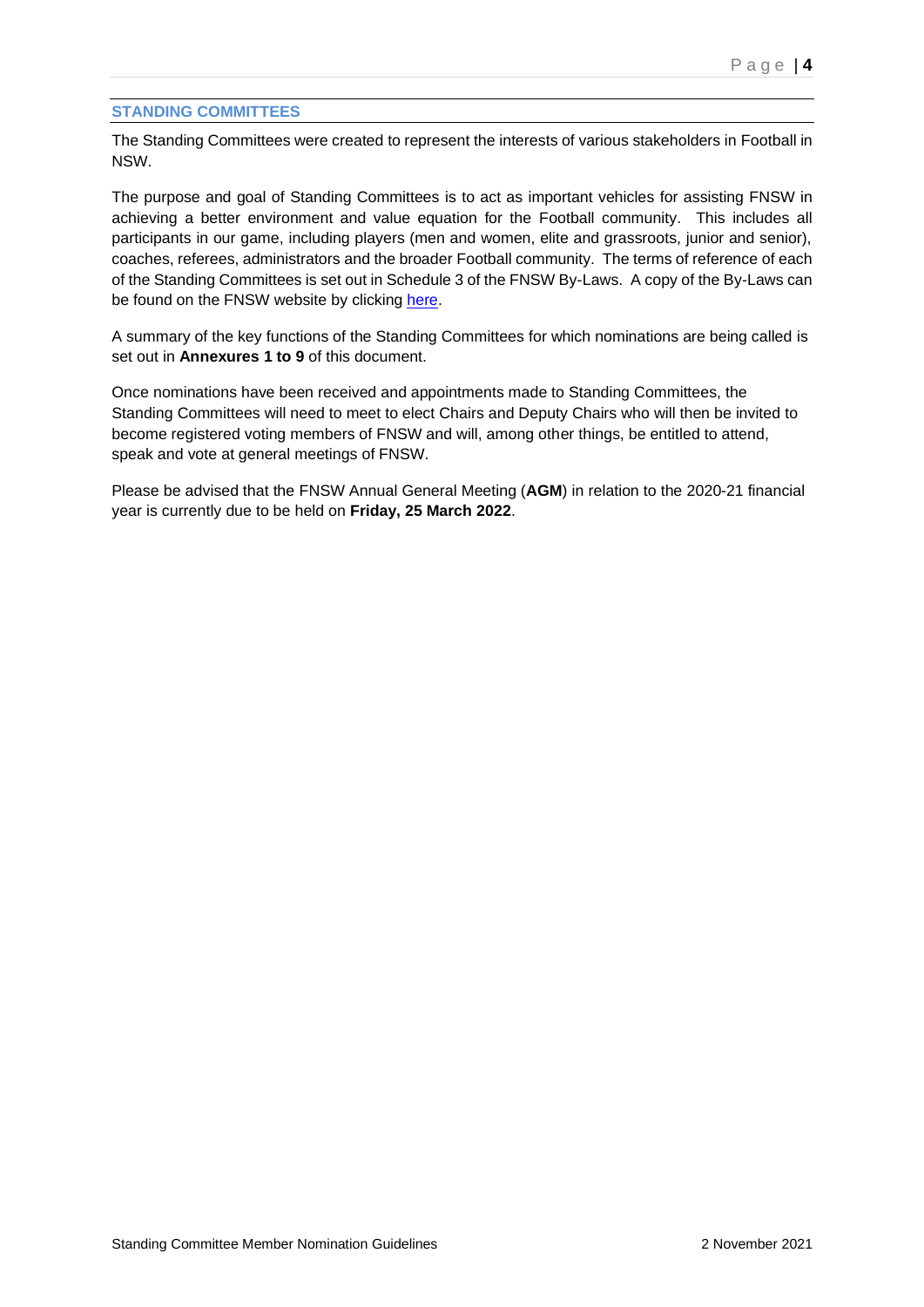## STANDING COMMITTEES

The Standing Committees were created to represent the interests of various stakeholders in Football in NSW.

The purpose and goal of Standing Committees is to act as important vehicles for assisting FNSW in achieving a better environment and value equation for the Football community. This includes all participants in our game, including players (men and women, elite and grassroots, junior and senior), coaches, referees, administrators and the broader Football community. The terms of reference of each of the Standing Committees is set out in Schedule 3 of the FNSW By-Laws. A copy of the By-Laws can be found on the FNSW website by clicking here.

A summary of the key functions of the Standing Committees for which nominations are being called is set out in **Annexures 1 to 9** of this document.

Once nominations have been received and appointments made to Standing Committees, the Standing Committees will need to meet to elect Chairs and Deputy Chairs who will then be invited to become registered voting members of FNSW and will, among other things, be entitled to attend, speak and vote at general meetings of FNSW.

Please be advised that the FNSW Annual General Meeting (**AGM**) in relation to the 2020-21 financial year is currently due to be held on **Friday, 25 March 2022**.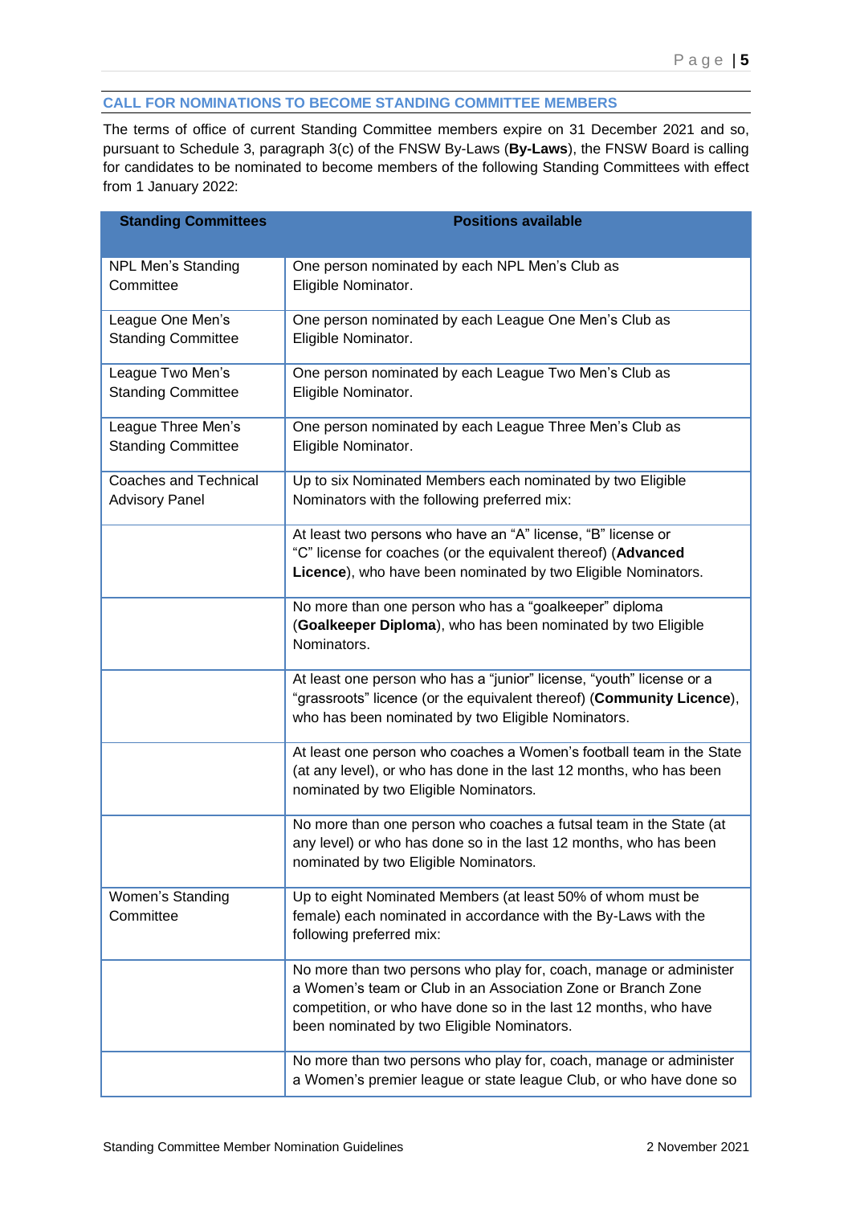## CALL FOR NOMINATIONS TO BECOME STANDING COMMITTEE MEMBERS

The terms of office of current Standing Committee members expire on 31 December 2021 and so, pursuant to Schedule 3, paragraph 3(c) of the FNSW By-Laws (**By-Laws**), the FNSW Board is calling for candidates to be nominated to become members of the following Standing Committees with effect from 1 January 2022:

| Standing Committees | Positions available |
| --- | --- |
| NPL Men's Standing Committee | One person nominated by each NPL Men's Club as Eligible Nominator. |
| League One Men's Standing Committee | One person nominated by each League One Men's Club as Eligible Nominator. |
| League Two Men's Standing Committee | One person nominated by each League Two Men's Club as Eligible Nominator. |
| League Three Men's Standing Committee | One person nominated by each League Three Men's Club as Eligible Nominator. |
| Coaches and Technical Advisory Panel | Up to six Nominated Members each nominated by two Eligible Nominators with the following preferred mix: |
| | At least two persons who have an "A" license, "B" license or "C" license for coaches (or the equivalent thereof) (**Advanced Licence**), who have been nominated by two Eligible Nominators. |
| | No more than one person who has a "goalkeeper" diploma (**Goalkeeper Diploma**), who has been nominated by two Eligible Nominators. |
| | At least one person who has a "junior" license, "youth" license or a "grassroots" licence (or the equivalent thereof) (**Community Licence**), who has been nominated by two Eligible Nominators. |
| | At least one person who coaches a Women's football team in the State (at any level), or who has done in the last 12 months, who has been nominated by two Eligible Nominators. |
| | No more than one person who coaches a futsal team in the State (at any level) or who has done so in the last 12 months, who has been nominated by two Eligible Nominators. |
| Women's Standing Committee | Up to eight Nominated Members (at least 50% of whom must be female) each nominated in accordance with the By-Laws with the following preferred mix: |
| | No more than two persons who play for, coach, manage or administer a Women's team or Club in an Association Zone or Branch Zone competition, or who have done so in the last 12 months, who have been nominated by two Eligible Nominators. |
| | No more than two persons who play for, coach, manage or administer a Women's premier league or state league Club, or who have done so |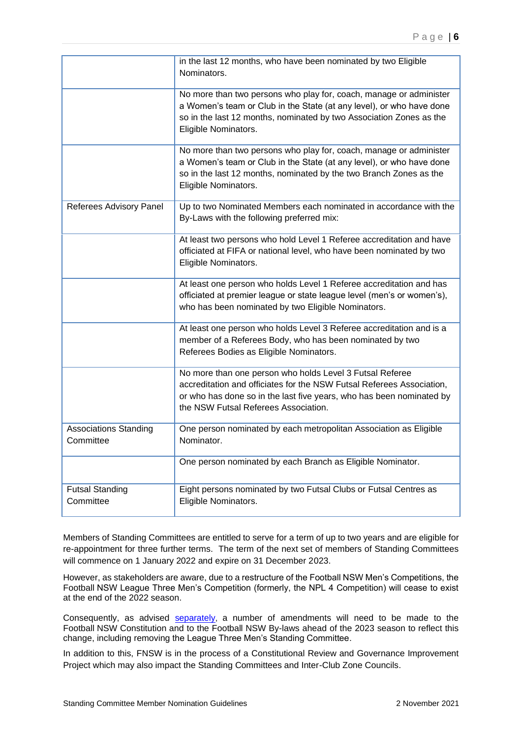| | |
|---|---|
| | in the last 12 months, who have been nominated by two Eligible Nominators. |
| | No more than two persons who play for, coach, manage or administer a Women's team or Club in the State (at any level), or who have done so in the last 12 months, nominated by two Association Zones as the Eligible Nominators. |
| | No more than two persons who play for, coach, manage or administer a Women's team or Club in the State (at any level), or who have done so in the last 12 months, nominated by the two Branch Zones as the Eligible Nominators. |
| Referees Advisory Panel | Up to two Nominated Members each nominated in accordance with the By-Laws with the following preferred mix: |
| | At least two persons who hold Level 1 Referee accreditation and have officiated at FIFA or national level, who have been nominated by two Eligible Nominators. |
| | At least one person who holds Level 1 Referee accreditation and has officiated at premier league or state league level (men's or women's), who has been nominated by two Eligible Nominators. |
| | At least one person who holds Level 3 Referee accreditation and is a member of a Referees Body, who has been nominated by two Referees Bodies as Eligible Nominators. |
| | No more than one person who holds Level 3 Futsal Referee accreditation and officiates for the NSW Futsal Referees Association, or who has done so in the last five years, who has been nominated by the NSW Futsal Referees Association. |
| Associations Standing Committee | One person nominated by each metropolitan Association as Eligible Nominator. |
| | One person nominated by each Branch as Eligible Nominator. |
| Futsal Standing Committee | Eight persons nominated by two Futsal Clubs or Futsal Centres as Eligible Nominators. |

Members of Standing Committees are entitled to serve for a term of up to two years and are eligible for re-appointment for three further terms. The term of the next set of members of Standing Committees will commence on 1 January 2022 and expire on 31 December 2023.

However, as stakeholders are aware, due to a restructure of the Football NSW Men's Competitions, the Football NSW League Three Men's Competition (formerly, the NPL 4 Competition) will cease to exist at the end of the 2022 season.

Consequently, as advised separately, a number of amendments will need to be made to the Football NSW Constitution and to the Football NSW By-laws ahead of the 2023 season to reflect this change, including removing the League Three Men's Standing Committee.

In addition to this, FNSW is in the process of a Constitutional Review and Governance Improvement Project which may also impact the Standing Committees and Inter-Club Zone Councils.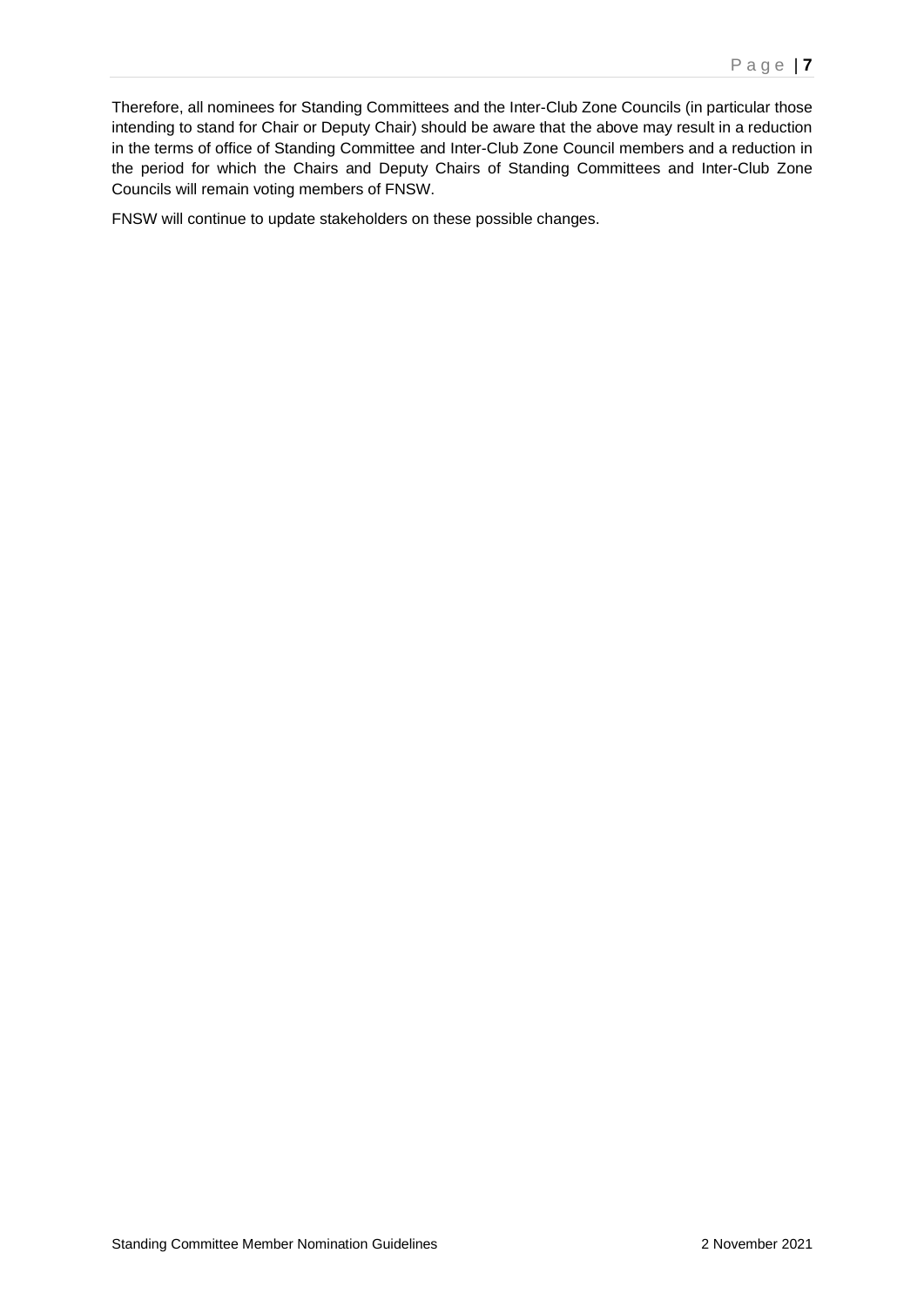Therefore, all nominees for Standing Committees and the Inter-Club Zone Councils (in particular those intending to stand for Chair or Deputy Chair) should be aware that the above may result in a reduction in the terms of office of Standing Committee and Inter-Club Zone Council members and a reduction in the period for which the Chairs and Deputy Chairs of Standing Committees and Inter-Club Zone Councils will remain voting members of FNSW.

FNSW will continue to update stakeholders on these possible changes.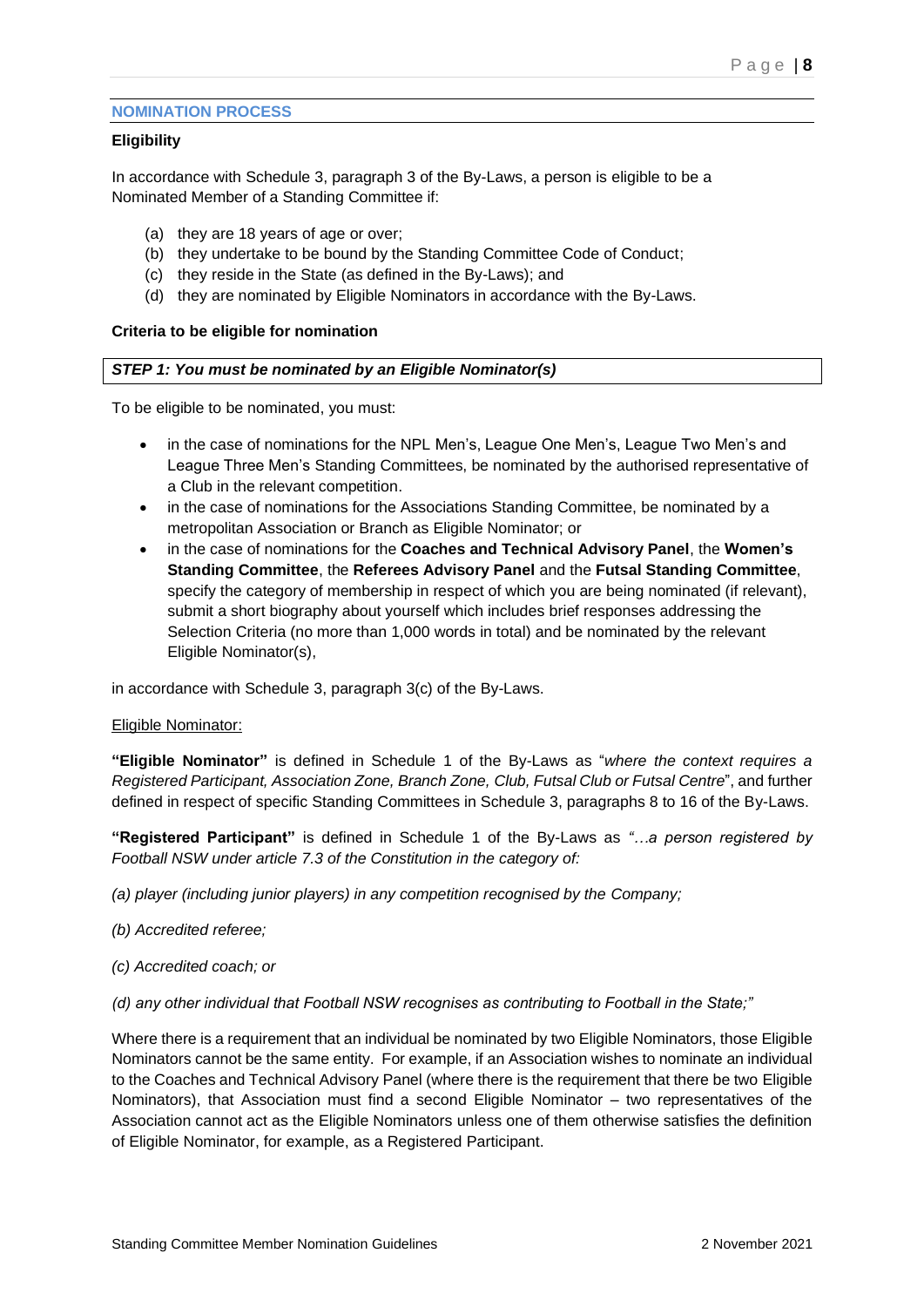## NOMINATION PROCESS

### Eligibility

In accordance with Schedule 3, paragraph 3 of the By-Laws, a person is eligible to be a Nominated Member of a Standing Committee if:

(a) they are 18 years of age or over;
(b) they undertake to be bound by the Standing Committee Code of Conduct;
(c) they reside in the State (as defined in the By-Laws); and
(d) they are nominated by Eligible Nominators in accordance with the By-Laws.

### Criteria to be eligible for nomination

***STEP 1: You must be nominated by an Eligible Nominator(s)***

To be eligible to be nominated, you must:

- in the case of nominations for the NPL Men's, League One Men's, League Two Men's and League Three Men's Standing Committees, be nominated by the authorised representative of a Club in the relevant competition.
- in the case of nominations for the Associations Standing Committee, be nominated by a metropolitan Association or Branch as Eligible Nominator; or
- in the case of nominations for the **Coaches and Technical Advisory Panel**, the **Women's Standing Committee**, the **Referees Advisory Panel** and the **Futsal Standing Committee**, specify the category of membership in respect of which you are being nominated (if relevant), submit a short biography about yourself which includes brief responses addressing the Selection Criteria (no more than 1,000 words in total) and be nominated by the relevant Eligible Nominator(s),

in accordance with Schedule 3, paragraph 3(c) of the By-Laws.

<u>Eligible Nominator:</u>

**"Eligible Nominator"** is defined in Schedule 1 of the By-Laws as "*where the context requires a Registered Participant, Association Zone, Branch Zone, Club, Futsal Club or Futsal Centre*", and further defined in respect of specific Standing Committees in Schedule 3, paragraphs 8 to 16 of the By-Laws.

**"Registered Participant"** is defined in Schedule 1 of the By-Laws as *"…a person registered by Football NSW under article 7.3 of the Constitution in the category of:*

*(a) player (including junior players) in any competition recognised by the Company;*

*(b) Accredited referee;*

*(c) Accredited coach; or*

*(d) any other individual that Football NSW recognises as contributing to Football in the State;"*

Where there is a requirement that an individual be nominated by two Eligible Nominators, those Eligible Nominators cannot be the same entity. For example, if an Association wishes to nominate an individual to the Coaches and Technical Advisory Panel (where there is the requirement that there be two Eligible Nominators), that Association must find a second Eligible Nominator – two representatives of the Association cannot act as the Eligible Nominators unless one of them otherwise satisfies the definition of Eligible Nominator, for example, as a Registered Participant.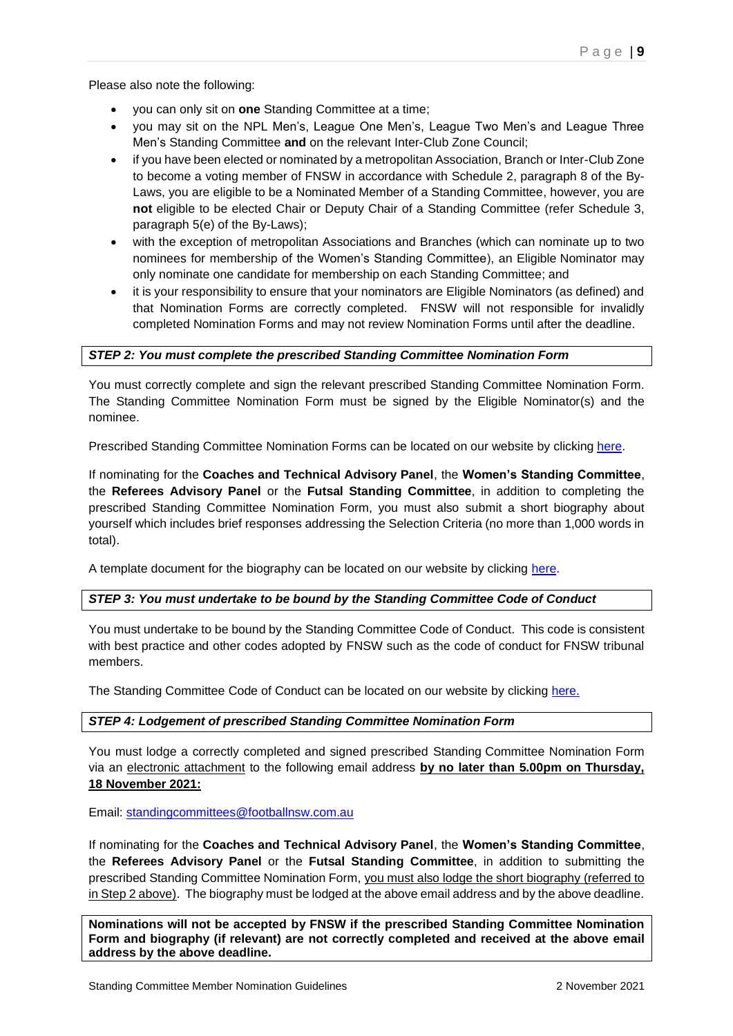Please also note the following:

- you can only sit on **one** Standing Committee at a time;
- you may sit on the NPL Men's, League One Men's, League Two Men's and League Three Men's Standing Committee **and** on the relevant Inter-Club Zone Council;
- if you have been elected or nominated by a metropolitan Association, Branch or Inter-Club Zone to become a voting member of FNSW in accordance with Schedule 2, paragraph 8 of the By-Laws, you are eligible to be a Nominated Member of a Standing Committee, however, you are **not** eligible to be elected Chair or Deputy Chair of a Standing Committee (refer Schedule 3, paragraph 5(e) of the By-Laws);
- with the exception of metropolitan Associations and Branches (which can nominate up to two nominees for membership of the Women's Standing Committee), an Eligible Nominator may only nominate one candidate for membership on each Standing Committee; and
- it is your responsibility to ensure that your nominators are Eligible Nominators (as defined) and that Nomination Forms are correctly completed. FNSW will not responsible for invalidly completed Nomination Forms and may not review Nomination Forms until after the deadline.

***STEP 2: You must complete the prescribed Standing Committee Nomination Form***

You must correctly complete and sign the relevant prescribed Standing Committee Nomination Form. The Standing Committee Nomination Form must be signed by the Eligible Nominator(s) and the nominee.

Prescribed Standing Committee Nomination Forms can be located on our website by clicking here.

If nominating for the **Coaches and Technical Advisory Panel**, the **Women's Standing Committee**, the **Referees Advisory Panel** or the **Futsal Standing Committee**, in addition to completing the prescribed Standing Committee Nomination Form, you must also submit a short biography about yourself which includes brief responses addressing the Selection Criteria (no more than 1,000 words in total).

A template document for the biography can be located on our website by clicking here.

***STEP 3: You must undertake to be bound by the Standing Committee Code of Conduct***

You must undertake to be bound by the Standing Committee Code of Conduct. This code is consistent with best practice and other codes adopted by FNSW such as the code of conduct for FNSW tribunal members.

The Standing Committee Code of Conduct can be located on our website by clicking here.

***STEP 4: Lodgement of prescribed Standing Committee Nomination Form***

You must lodge a correctly completed and signed prescribed Standing Committee Nomination Form via an electronic attachment to the following email address **by no later than 5.00pm on Thursday, 18 November 2021:**

Email: standingcommittees@footballnsw.com.au

If nominating for the **Coaches and Technical Advisory Panel**, the **Women's Standing Committee**, the **Referees Advisory Panel** or the **Futsal Standing Committee**, in addition to submitting the prescribed Standing Committee Nomination Form, you must also lodge the short biography (referred to in Step 2 above). The biography must be lodged at the above email address and by the above deadline.

**Nominations will not be accepted by FNSW if the prescribed Standing Committee Nomination Form and biography (if relevant) are not correctly completed and received at the above email address by the above deadline.**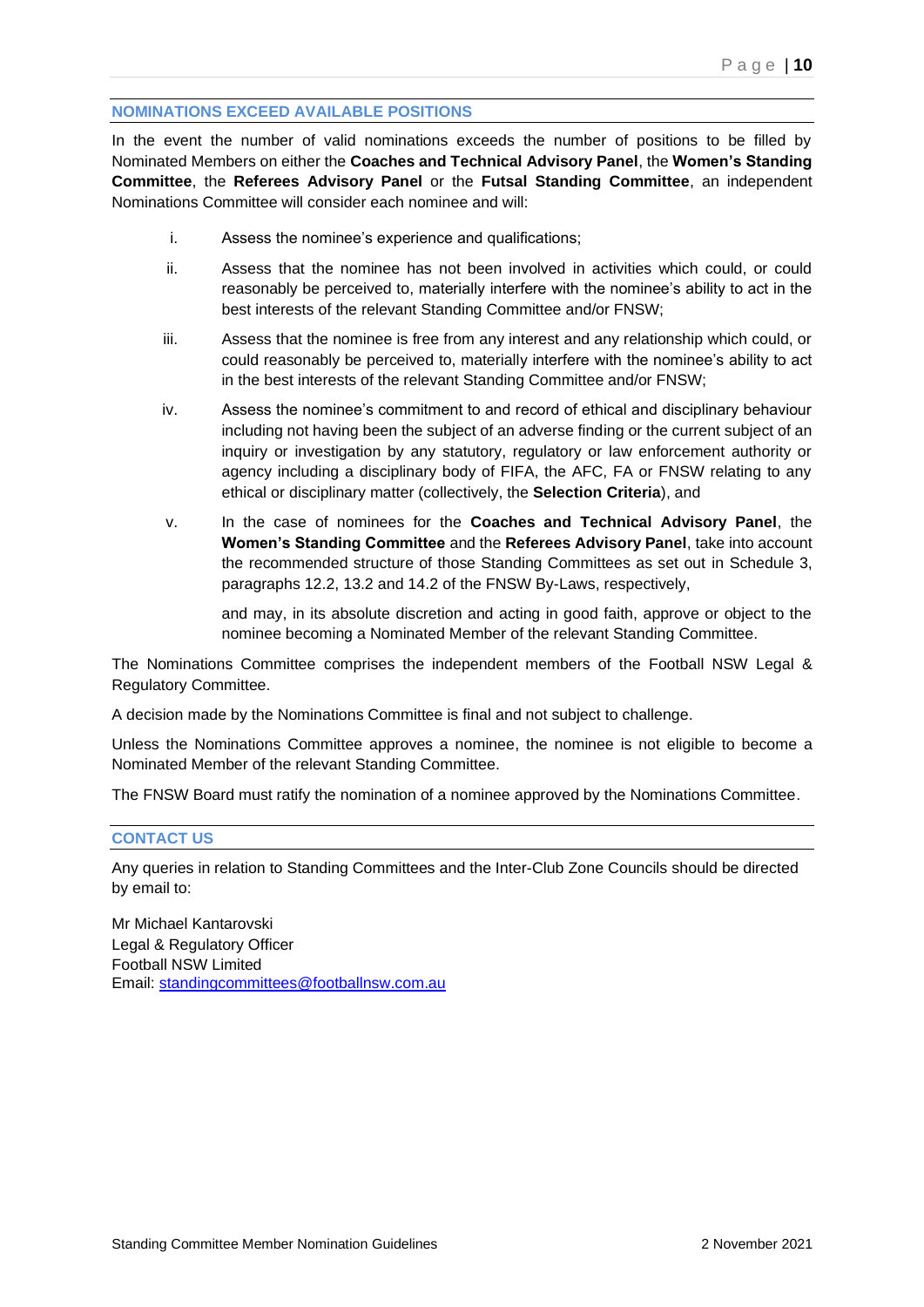## NOMINATIONS EXCEED AVAILABLE POSITIONS

In the event the number of valid nominations exceeds the number of positions to be filled by Nominated Members on either the **Coaches and Technical Advisory Panel**, the **Women's Standing Committee**, the **Referees Advisory Panel** or the **Futsal Standing Committee**, an independent Nominations Committee will consider each nominee and will:

i. Assess the nominee's experience and qualifications;

ii. Assess that the nominee has not been involved in activities which could, or could reasonably be perceived to, materially interfere with the nominee's ability to act in the best interests of the relevant Standing Committee and/or FNSW;

iii. Assess that the nominee is free from any interest and any relationship which could, or could reasonably be perceived to, materially interfere with the nominee's ability to act in the best interests of the relevant Standing Committee and/or FNSW;

iv. Assess the nominee's commitment to and record of ethical and disciplinary behaviour including not having been the subject of an adverse finding or the current subject of an inquiry or investigation by any statutory, regulatory or law enforcement authority or agency including a disciplinary body of FIFA, the AFC, FA or FNSW relating to any ethical or disciplinary matter (collectively, the **Selection Criteria**), and

v. In the case of nominees for the **Coaches and Technical Advisory Panel**, the **Women's Standing Committee** and the **Referees Advisory Panel**, take into account the recommended structure of those Standing Committees as set out in Schedule 3, paragraphs 12.2, 13.2 and 14.2 of the FNSW By-Laws, respectively,

   and may, in its absolute discretion and acting in good faith, approve or object to the nominee becoming a Nominated Member of the relevant Standing Committee.

The Nominations Committee comprises the independent members of the Football NSW Legal & Regulatory Committee.

A decision made by the Nominations Committee is final and not subject to challenge.

Unless the Nominations Committee approves a nominee, the nominee is not eligible to become a Nominated Member of the relevant Standing Committee.

The FNSW Board must ratify the nomination of a nominee approved by the Nominations Committee.

## CONTACT US

Any queries in relation to Standing Committees and the Inter-Club Zone Councils should be directed by email to:

Mr Michael Kantarovski
Legal & Regulatory Officer
Football NSW Limited
Email: standingcommittees@footballnsw.com.au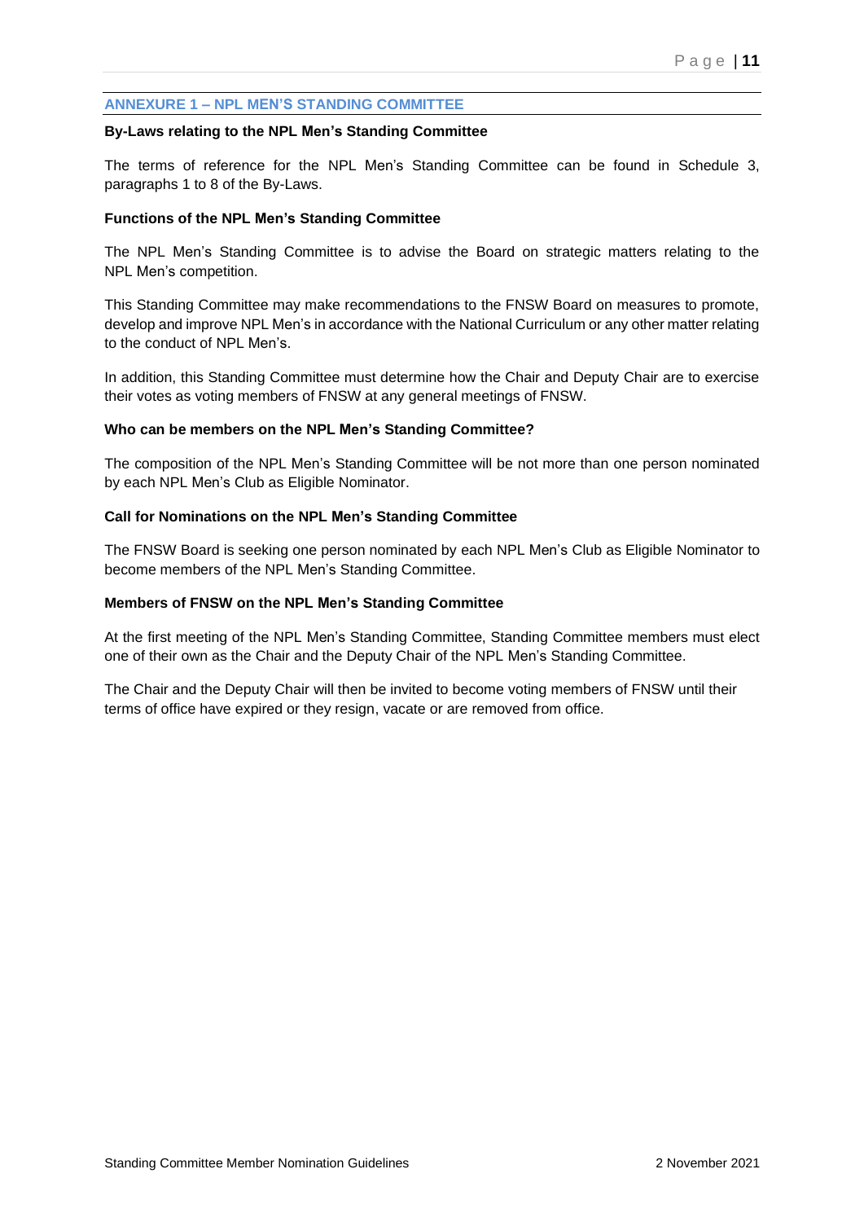## ANNEXURE 1 – NPL MEN'S STANDING COMMITTEE

### By-Laws relating to the NPL Men's Standing Committee

The terms of reference for the NPL Men's Standing Committee can be found in Schedule 3, paragraphs 1 to 8 of the By-Laws.

### Functions of the NPL Men's Standing Committee

The NPL Men's Standing Committee is to advise the Board on strategic matters relating to the NPL Men's competition.

This Standing Committee may make recommendations to the FNSW Board on measures to promote, develop and improve NPL Men's in accordance with the National Curriculum or any other matter relating to the conduct of NPL Men's.

In addition, this Standing Committee must determine how the Chair and Deputy Chair are to exercise their votes as voting members of FNSW at any general meetings of FNSW.

### Who can be members on the NPL Men's Standing Committee?

The composition of the NPL Men's Standing Committee will be not more than one person nominated by each NPL Men's Club as Eligible Nominator.

### Call for Nominations on the NPL Men's Standing Committee

The FNSW Board is seeking one person nominated by each NPL Men's Club as Eligible Nominator to become members of the NPL Men's Standing Committee.

### Members of FNSW on the NPL Men's Standing Committee

At the first meeting of the NPL Men's Standing Committee, Standing Committee members must elect one of their own as the Chair and the Deputy Chair of the NPL Men's Standing Committee.

The Chair and the Deputy Chair will then be invited to become voting members of FNSW until their terms of office have expired or they resign, vacate or are removed from office.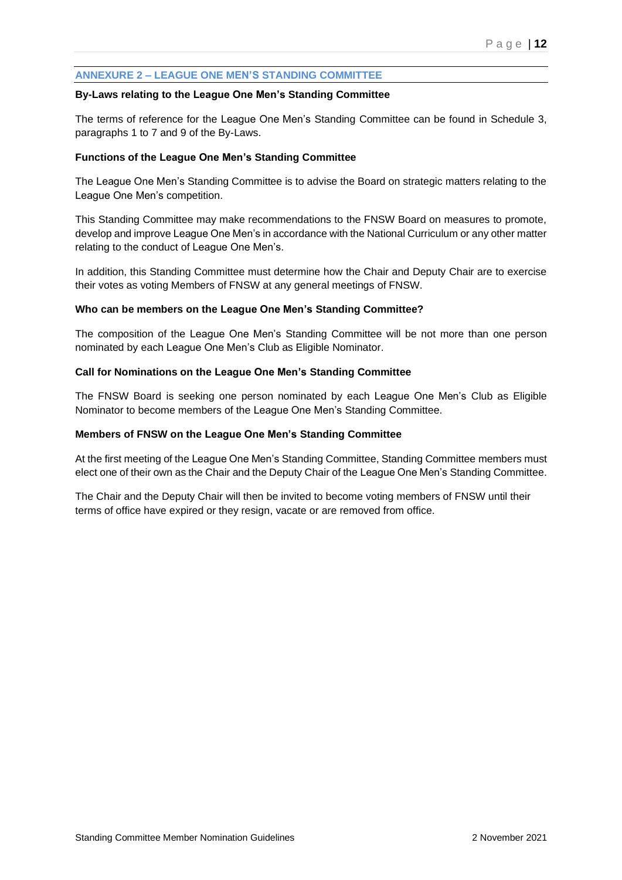## ANNEXURE 2 – LEAGUE ONE MEN'S STANDING COMMITTEE

**By-Laws relating to the League One Men's Standing Committee**

The terms of reference for the League One Men's Standing Committee can be found in Schedule 3, paragraphs 1 to 7 and 9 of the By-Laws.

**Functions of the League One Men's Standing Committee**

The League One Men's Standing Committee is to advise the Board on strategic matters relating to the League One Men's competition.

This Standing Committee may make recommendations to the FNSW Board on measures to promote, develop and improve League One Men's in accordance with the National Curriculum or any other matter relating to the conduct of League One Men's.

In addition, this Standing Committee must determine how the Chair and Deputy Chair are to exercise their votes as voting Members of FNSW at any general meetings of FNSW.

**Who can be members on the League One Men's Standing Committee?**

The composition of the League One Men's Standing Committee will be not more than one person nominated by each League One Men's Club as Eligible Nominator.

**Call for Nominations on the League One Men's Standing Committee**

The FNSW Board is seeking one person nominated by each League One Men's Club as Eligible Nominator to become members of the League One Men's Standing Committee.

**Members of FNSW on the League One Men's Standing Committee**

At the first meeting of the League One Men's Standing Committee, Standing Committee members must elect one of their own as the Chair and the Deputy Chair of the League One Men's Standing Committee.

The Chair and the Deputy Chair will then be invited to become voting members of FNSW until their terms of office have expired or they resign, vacate or are removed from office.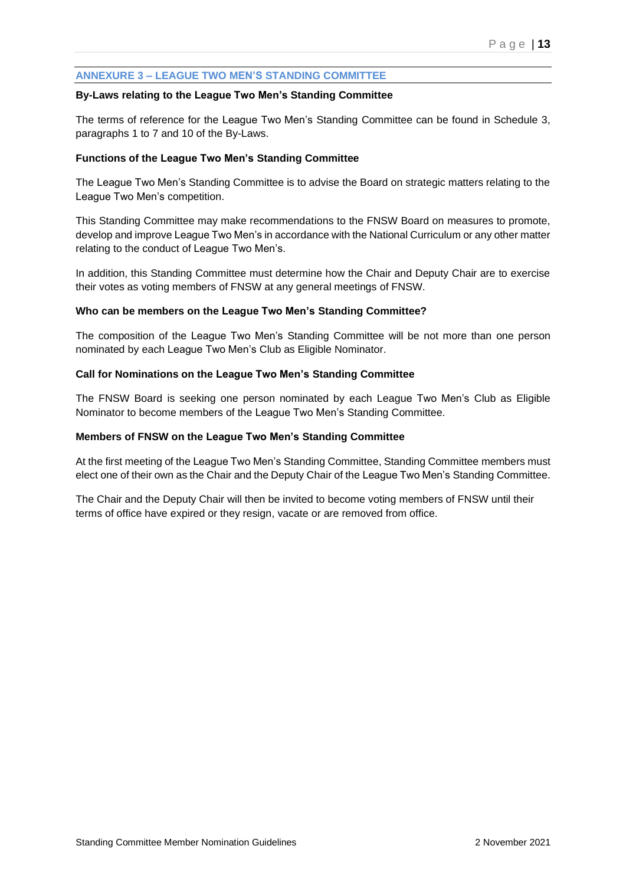## ANNEXURE 3 – LEAGUE TWO MEN'S STANDING COMMITTEE

**By-Laws relating to the League Two Men's Standing Committee**

The terms of reference for the League Two Men's Standing Committee can be found in Schedule 3, paragraphs 1 to 7 and 10 of the By-Laws.

**Functions of the League Two Men's Standing Committee**

The League Two Men's Standing Committee is to advise the Board on strategic matters relating to the League Two Men's competition.

This Standing Committee may make recommendations to the FNSW Board on measures to promote, develop and improve League Two Men's in accordance with the National Curriculum or any other matter relating to the conduct of League Two Men's.

In addition, this Standing Committee must determine how the Chair and Deputy Chair are to exercise their votes as voting members of FNSW at any general meetings of FNSW.

**Who can be members on the League Two Men's Standing Committee?**

The composition of the League Two Men's Standing Committee will be not more than one person nominated by each League Two Men's Club as Eligible Nominator.

**Call for Nominations on the League Two Men's Standing Committee**

The FNSW Board is seeking one person nominated by each League Two Men's Club as Eligible Nominator to become members of the League Two Men's Standing Committee.

**Members of FNSW on the League Two Men's Standing Committee**

At the first meeting of the League Two Men's Standing Committee, Standing Committee members must elect one of their own as the Chair and the Deputy Chair of the League Two Men's Standing Committee.

The Chair and the Deputy Chair will then be invited to become voting members of FNSW until their terms of office have expired or they resign, vacate or are removed from office.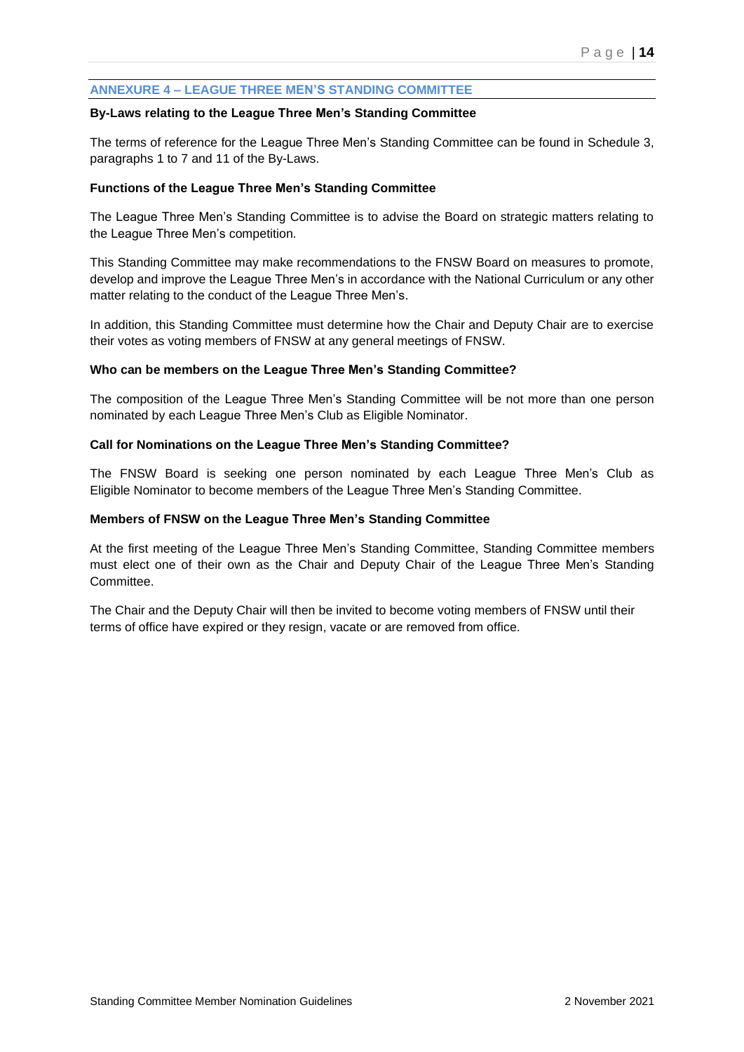## ANNEXURE 4 – LEAGUE THREE MEN'S STANDING COMMITTEE

**By-Laws relating to the League Three Men's Standing Committee**

The terms of reference for the League Three Men's Standing Committee can be found in Schedule 3, paragraphs 1 to 7 and 11 of the By-Laws.

**Functions of the League Three Men's Standing Committee**

The League Three Men's Standing Committee is to advise the Board on strategic matters relating to the League Three Men's competition.

This Standing Committee may make recommendations to the FNSW Board on measures to promote, develop and improve the League Three Men's in accordance with the National Curriculum or any other matter relating to the conduct of the League Three Men's.

In addition, this Standing Committee must determine how the Chair and Deputy Chair are to exercise their votes as voting members of FNSW at any general meetings of FNSW.

**Who can be members on the League Three Men's Standing Committee?**

The composition of the League Three Men's Standing Committee will be not more than one person nominated by each League Three Men's Club as Eligible Nominator.

**Call for Nominations on the League Three Men's Standing Committee?**

The FNSW Board is seeking one person nominated by each League Three Men's Club as Eligible Nominator to become members of the League Three Men's Standing Committee.

**Members of FNSW on the League Three Men's Standing Committee**

At the first meeting of the League Three Men's Standing Committee, Standing Committee members must elect one of their own as the Chair and Deputy Chair of the League Three Men's Standing Committee.

The Chair and the Deputy Chair will then be invited to become voting members of FNSW until their terms of office have expired or they resign, vacate or are removed from office.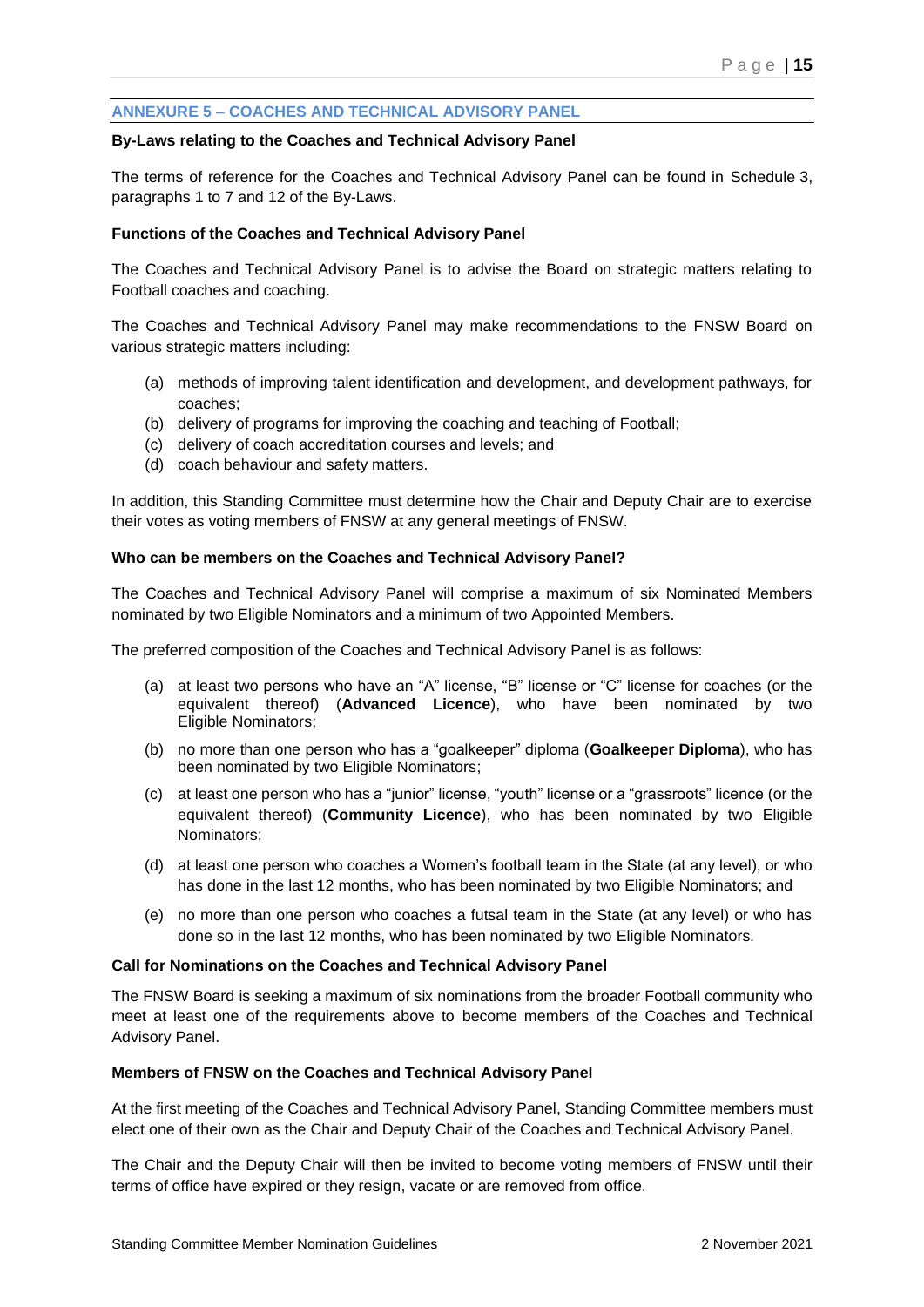## ANNEXURE 5 – COACHES AND TECHNICAL ADVISORY PANEL

**By-Laws relating to the Coaches and Technical Advisory Panel**

The terms of reference for the Coaches and Technical Advisory Panel can be found in Schedule 3, paragraphs 1 to 7 and 12 of the By-Laws.

**Functions of the Coaches and Technical Advisory Panel**

The Coaches and Technical Advisory Panel is to advise the Board on strategic matters relating to Football coaches and coaching.

The Coaches and Technical Advisory Panel may make recommendations to the FNSW Board on various strategic matters including:

(a) methods of improving talent identification and development, and development pathways, for coaches;
(b) delivery of programs for improving the coaching and teaching of Football;
(c) delivery of coach accreditation courses and levels; and
(d) coach behaviour and safety matters.

In addition, this Standing Committee must determine how the Chair and Deputy Chair are to exercise their votes as voting members of FNSW at any general meetings of FNSW.

**Who can be members on the Coaches and Technical Advisory Panel?**

The Coaches and Technical Advisory Panel will comprise a maximum of six Nominated Members nominated by two Eligible Nominators and a minimum of two Appointed Members.

The preferred composition of the Coaches and Technical Advisory Panel is as follows:

(a) at least two persons who have an "A" license, "B" license or "C" license for coaches (or the equivalent thereof) (**Advanced Licence**), who have been nominated by two Eligible Nominators;

(b) no more than one person who has a "goalkeeper" diploma (**Goalkeeper Diploma**), who has been nominated by two Eligible Nominators;

(c) at least one person who has a "junior" license, "youth" license or a "grassroots" licence (or the equivalent thereof) (**Community Licence**), who has been nominated by two Eligible Nominators;

(d) at least one person who coaches a Women's football team in the State (at any level), or who has done in the last 12 months, who has been nominated by two Eligible Nominators; and

(e) no more than one person who coaches a futsal team in the State (at any level) or who has done so in the last 12 months, who has been nominated by two Eligible Nominators.

**Call for Nominations on the Coaches and Technical Advisory Panel**

The FNSW Board is seeking a maximum of six nominations from the broader Football community who meet at least one of the requirements above to become members of the Coaches and Technical Advisory Panel.

**Members of FNSW on the Coaches and Technical Advisory Panel**

At the first meeting of the Coaches and Technical Advisory Panel, Standing Committee members must elect one of their own as the Chair and Deputy Chair of the Coaches and Technical Advisory Panel.

The Chair and the Deputy Chair will then be invited to become voting members of FNSW until their terms of office have expired or they resign, vacate or are removed from office.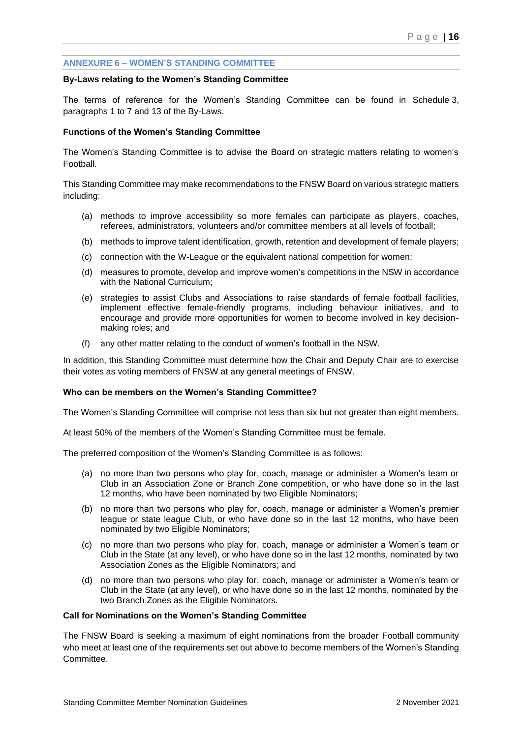## ANNEXURE 6 – WOMEN'S STANDING COMMITTEE

**By-Laws relating to the Women's Standing Committee**

The terms of reference for the Women's Standing Committee can be found in Schedule 3, paragraphs 1 to 7 and 13 of the By-Laws.

**Functions of the Women's Standing Committee**

The Women's Standing Committee is to advise the Board on strategic matters relating to women's Football.

This Standing Committee may make recommendations to the FNSW Board on various strategic matters including:

(a) methods to improve accessibility so more females can participate as players, coaches, referees, administrators, volunteers and/or committee members at all levels of football;

(b) methods to improve talent identification, growth, retention and development of female players;

(c) connection with the W-League or the equivalent national competition for women;

(d) measures to promote, develop and improve women's competitions in the NSW in accordance with the National Curriculum;

(e) strategies to assist Clubs and Associations to raise standards of female football facilities, implement effective female-friendly programs, including behaviour initiatives, and to encourage and provide more opportunities for women to become involved in key decision-making roles; and

(f) any other matter relating to the conduct of women's football in the NSW.

In addition, this Standing Committee must determine how the Chair and Deputy Chair are to exercise their votes as voting members of FNSW at any general meetings of FNSW.

**Who can be members on the Women's Standing Committee?**

The Women's Standing Committee will comprise not less than six but not greater than eight members.

At least 50% of the members of the Women's Standing Committee must be female.

The preferred composition of the Women's Standing Committee is as follows:

(a) no more than two persons who play for, coach, manage or administer a Women's team or Club in an Association Zone or Branch Zone competition, or who have done so in the last 12 months, who have been nominated by two Eligible Nominators;

(b) no more than two persons who play for, coach, manage or administer a Women's premier league or state league Club, or who have done so in the last 12 months, who have been nominated by two Eligible Nominators;

(c) no more than two persons who play for, coach, manage or administer a Women's team or Club in the State (at any level), or who have done so in the last 12 months, nominated by two Association Zones as the Eligible Nominators; and

(d) no more than two persons who play for, coach, manage or administer a Women's team or Club in the State (at any level), or who have done so in the last 12 months, nominated by the two Branch Zones as the Eligible Nominators.

**Call for Nominations on the Women's Standing Committee**

The FNSW Board is seeking a maximum of eight nominations from the broader Football community who meet at least one of the requirements set out above to become members of the Women's Standing Committee.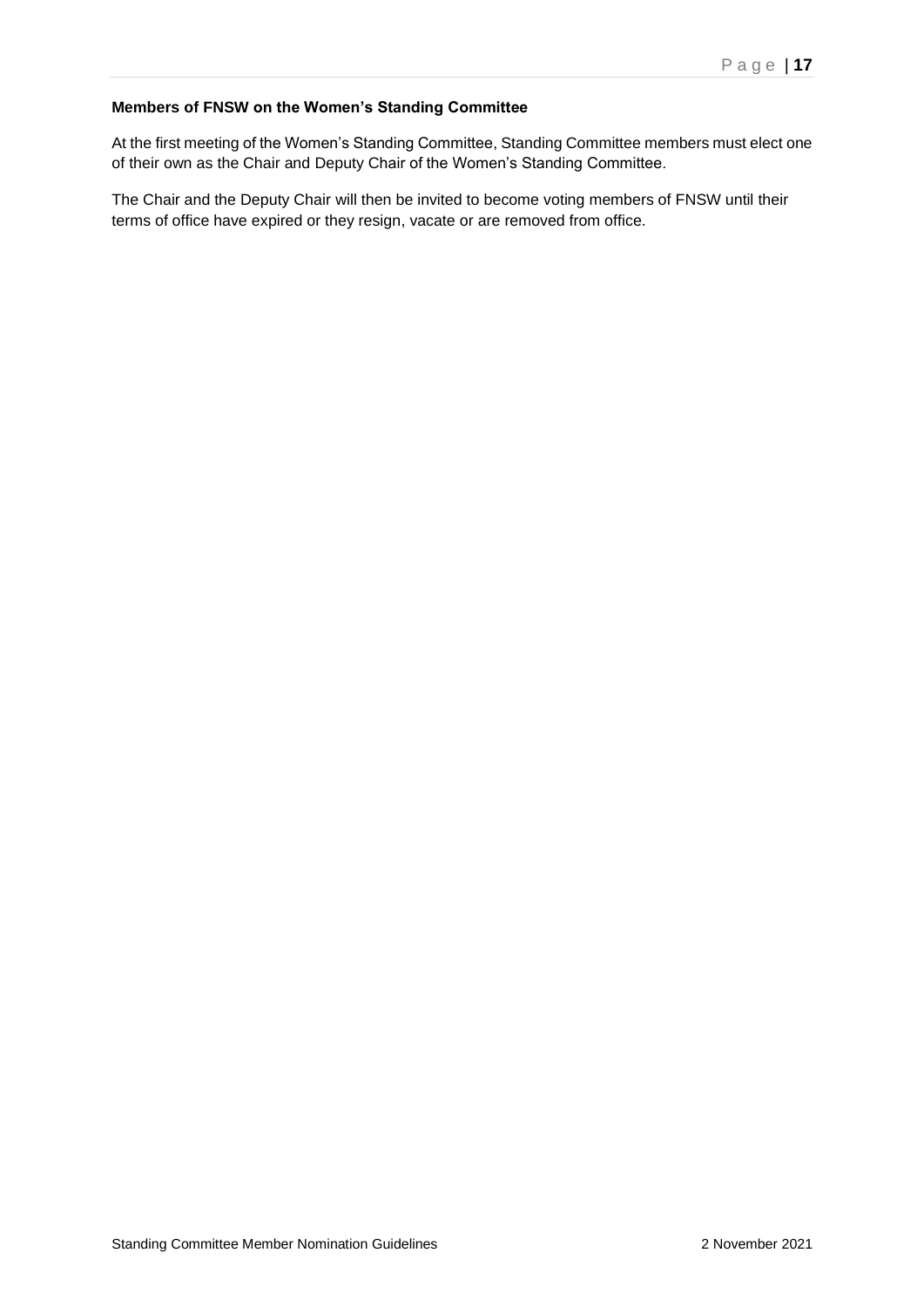**Members of FNSW on the Women's Standing Committee**

At the first meeting of the Women's Standing Committee, Standing Committee members must elect one of their own as the Chair and Deputy Chair of the Women's Standing Committee.

The Chair and the Deputy Chair will then be invited to become voting members of FNSW until their terms of office have expired or they resign, vacate or are removed from office.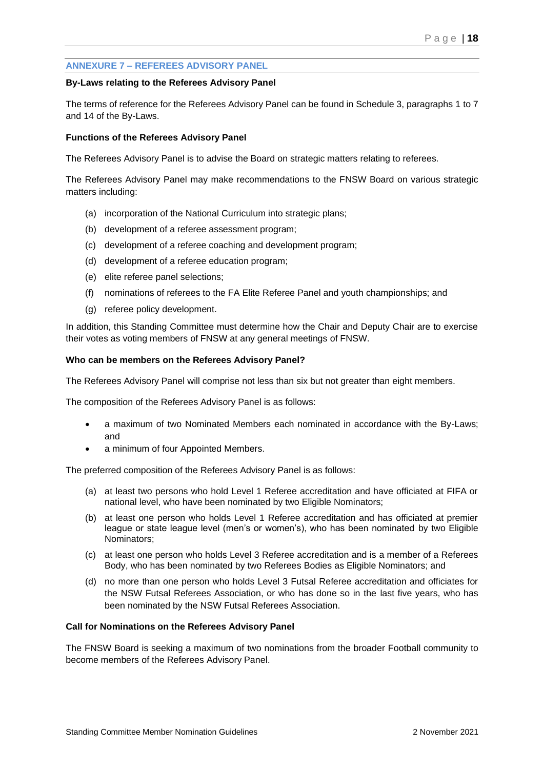## ANNEXURE 7 – REFEREES ADVISORY PANEL

**By-Laws relating to the Referees Advisory Panel**

The terms of reference for the Referees Advisory Panel can be found in Schedule 3, paragraphs 1 to 7 and 14 of the By-Laws.

**Functions of the Referees Advisory Panel**

The Referees Advisory Panel is to advise the Board on strategic matters relating to referees.

The Referees Advisory Panel may make recommendations to the FNSW Board on various strategic matters including:

(a) incorporation of the National Curriculum into strategic plans;

(b) development of a referee assessment program;

(c) development of a referee coaching and development program;

(d) development of a referee education program;

(e) elite referee panel selections;

(f) nominations of referees to the FA Elite Referee Panel and youth championships; and

(g) referee policy development.

In addition, this Standing Committee must determine how the Chair and Deputy Chair are to exercise their votes as voting members of FNSW at any general meetings of FNSW.

**Who can be members on the Referees Advisory Panel?**

The Referees Advisory Panel will comprise not less than six but not greater than eight members.

The composition of the Referees Advisory Panel is as follows:

- a maximum of two Nominated Members each nominated in accordance with the By-Laws; and
- a minimum of four Appointed Members.

The preferred composition of the Referees Advisory Panel is as follows:

(a) at least two persons who hold Level 1 Referee accreditation and have officiated at FIFA or national level, who have been nominated by two Eligible Nominators;

(b) at least one person who holds Level 1 Referee accreditation and has officiated at premier league or state league level (men's or women's), who has been nominated by two Eligible Nominators;

(c) at least one person who holds Level 3 Referee accreditation and is a member of a Referees Body, who has been nominated by two Referees Bodies as Eligible Nominators; and

(d) no more than one person who holds Level 3 Futsal Referee accreditation and officiates for the NSW Futsal Referees Association, or who has done so in the last five years, who has been nominated by the NSW Futsal Referees Association.

**Call for Nominations on the Referees Advisory Panel**

The FNSW Board is seeking a maximum of two nominations from the broader Football community to become members of the Referees Advisory Panel.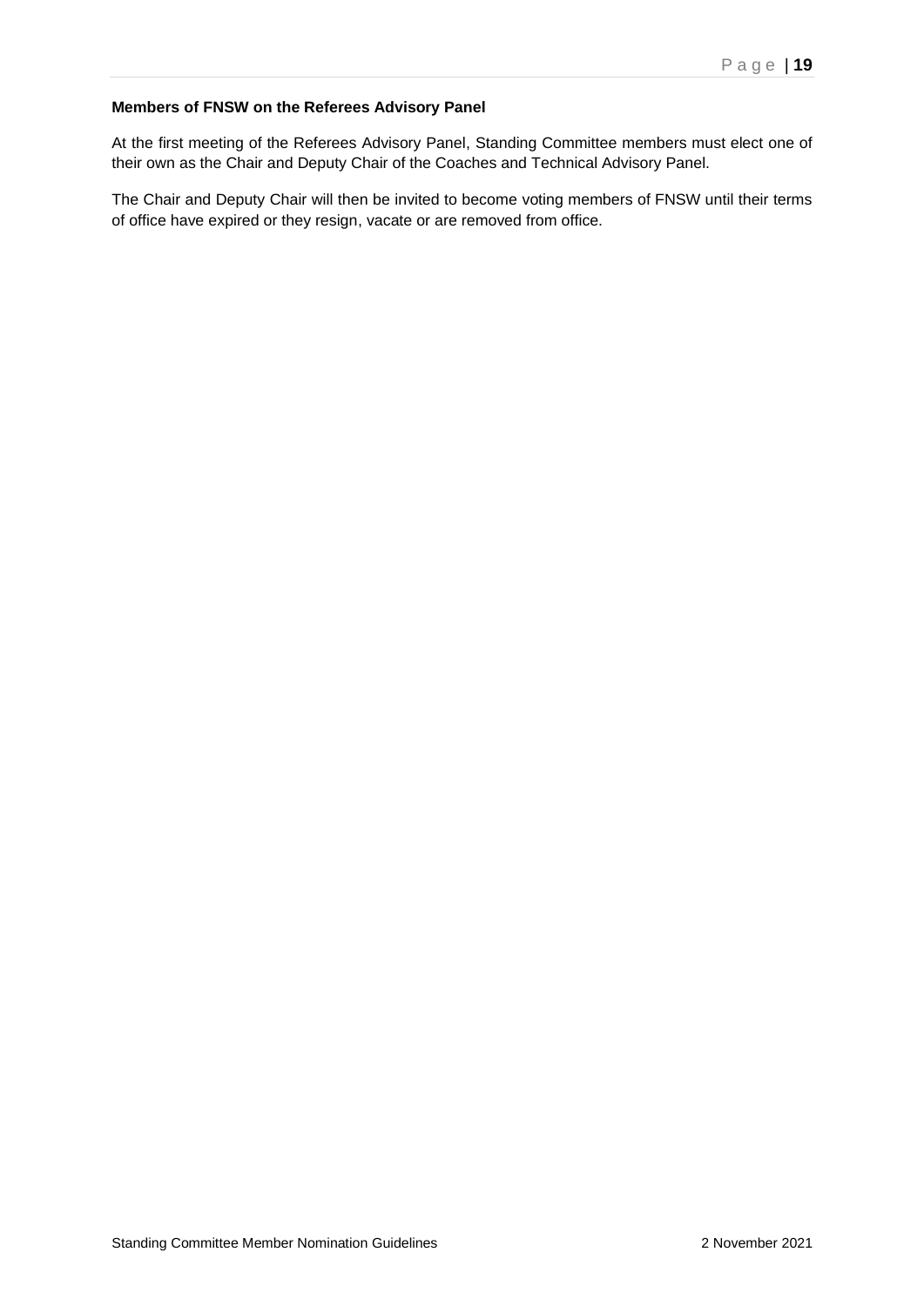**Members of FNSW on the Referees Advisory Panel**

At the first meeting of the Referees Advisory Panel, Standing Committee members must elect one of their own as the Chair and Deputy Chair of the Coaches and Technical Advisory Panel.

The Chair and Deputy Chair will then be invited to become voting members of FNSW until their terms of office have expired or they resign, vacate or are removed from office.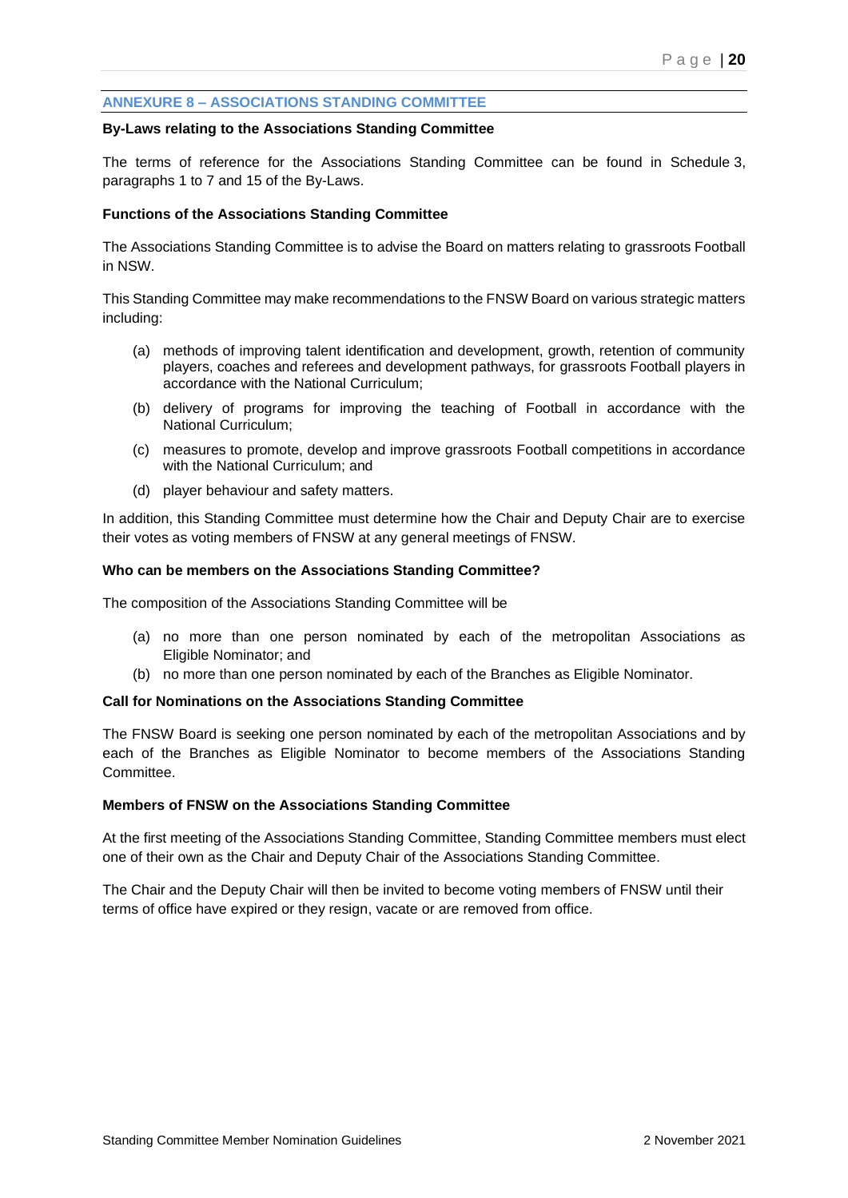## ANNEXURE 8 – ASSOCIATIONS STANDING COMMITTEE

**By-Laws relating to the Associations Standing Committee**

The terms of reference for the Associations Standing Committee can be found in Schedule 3, paragraphs 1 to 7 and 15 of the By-Laws.

**Functions of the Associations Standing Committee**

The Associations Standing Committee is to advise the Board on matters relating to grassroots Football in NSW.

This Standing Committee may make recommendations to the FNSW Board on various strategic matters including:

(a) methods of improving talent identification and development, growth, retention of community players, coaches and referees and development pathways, for grassroots Football players in accordance with the National Curriculum;

(b) delivery of programs for improving the teaching of Football in accordance with the National Curriculum;

(c) measures to promote, develop and improve grassroots Football competitions in accordance with the National Curriculum; and

(d) player behaviour and safety matters.

In addition, this Standing Committee must determine how the Chair and Deputy Chair are to exercise their votes as voting members of FNSW at any general meetings of FNSW.

**Who can be members on the Associations Standing Committee?**

The composition of the Associations Standing Committee will be

(a) no more than one person nominated by each of the metropolitan Associations as Eligible Nominator; and

(b) no more than one person nominated by each of the Branches as Eligible Nominator.

**Call for Nominations on the Associations Standing Committee**

The FNSW Board is seeking one person nominated by each of the metropolitan Associations and by each of the Branches as Eligible Nominator to become members of the Associations Standing Committee.

**Members of FNSW on the Associations Standing Committee**

At the first meeting of the Associations Standing Committee, Standing Committee members must elect one of their own as the Chair and Deputy Chair of the Associations Standing Committee.

The Chair and the Deputy Chair will then be invited to become voting members of FNSW until their terms of office have expired or they resign, vacate or are removed from office.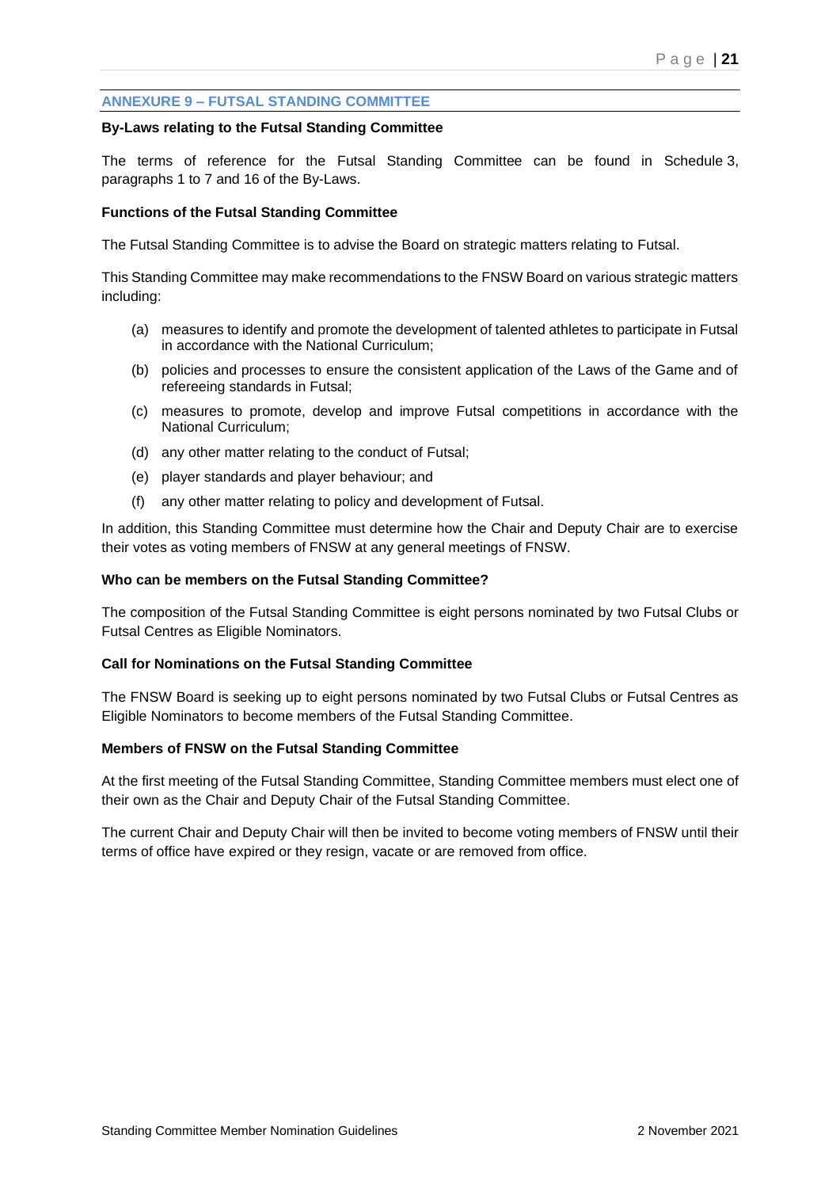## ANNEXURE 9 – FUTSAL STANDING COMMITTEE

**By-Laws relating to the Futsal Standing Committee**

The terms of reference for the Futsal Standing Committee can be found in Schedule 3, paragraphs 1 to 7 and 16 of the By-Laws.

**Functions of the Futsal Standing Committee**

The Futsal Standing Committee is to advise the Board on strategic matters relating to Futsal.

This Standing Committee may make recommendations to the FNSW Board on various strategic matters including:

(a) measures to identify and promote the development of talented athletes to participate in Futsal in accordance with the National Curriculum;

(b) policies and processes to ensure the consistent application of the Laws of the Game and of refereeing standards in Futsal;

(c) measures to promote, develop and improve Futsal competitions in accordance with the National Curriculum;

(d) any other matter relating to the conduct of Futsal;

(e) player standards and player behaviour; and

(f) any other matter relating to policy and development of Futsal.

In addition, this Standing Committee must determine how the Chair and Deputy Chair are to exercise their votes as voting members of FNSW at any general meetings of FNSW.

**Who can be members on the Futsal Standing Committee?**

The composition of the Futsal Standing Committee is eight persons nominated by two Futsal Clubs or Futsal Centres as Eligible Nominators.

**Call for Nominations on the Futsal Standing Committee**

The FNSW Board is seeking up to eight persons nominated by two Futsal Clubs or Futsal Centres as Eligible Nominators to become members of the Futsal Standing Committee.

**Members of FNSW on the Futsal Standing Committee**

At the first meeting of the Futsal Standing Committee, Standing Committee members must elect one of their own as the Chair and Deputy Chair of the Futsal Standing Committee.

The current Chair and Deputy Chair will then be invited to become voting members of FNSW until their terms of office have expired or they resign, vacate or are removed from office.